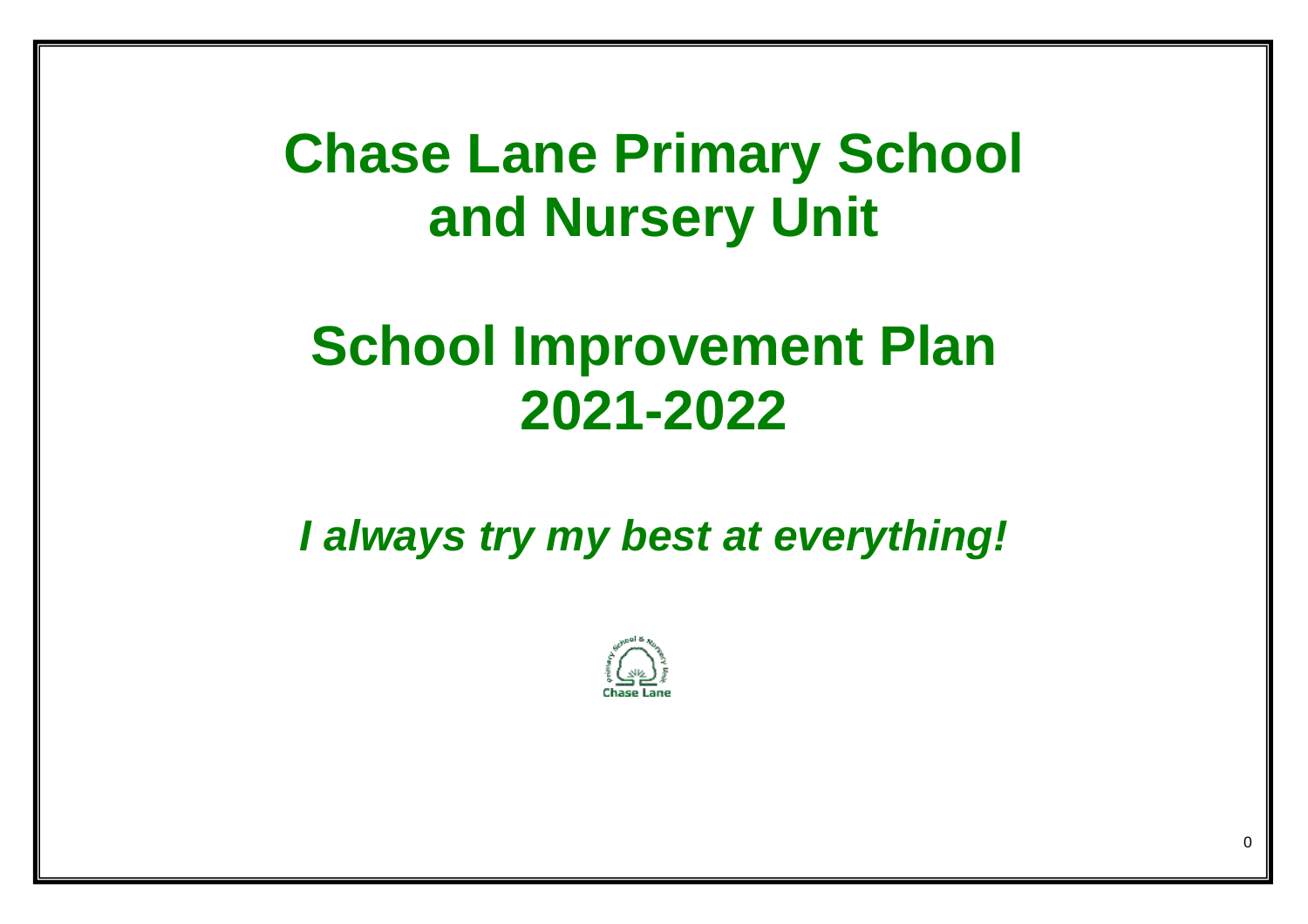# Chase Lane Primary School and Nursery Unit

# School Improvement Plan 2021-2022

***I always try my best at everything!***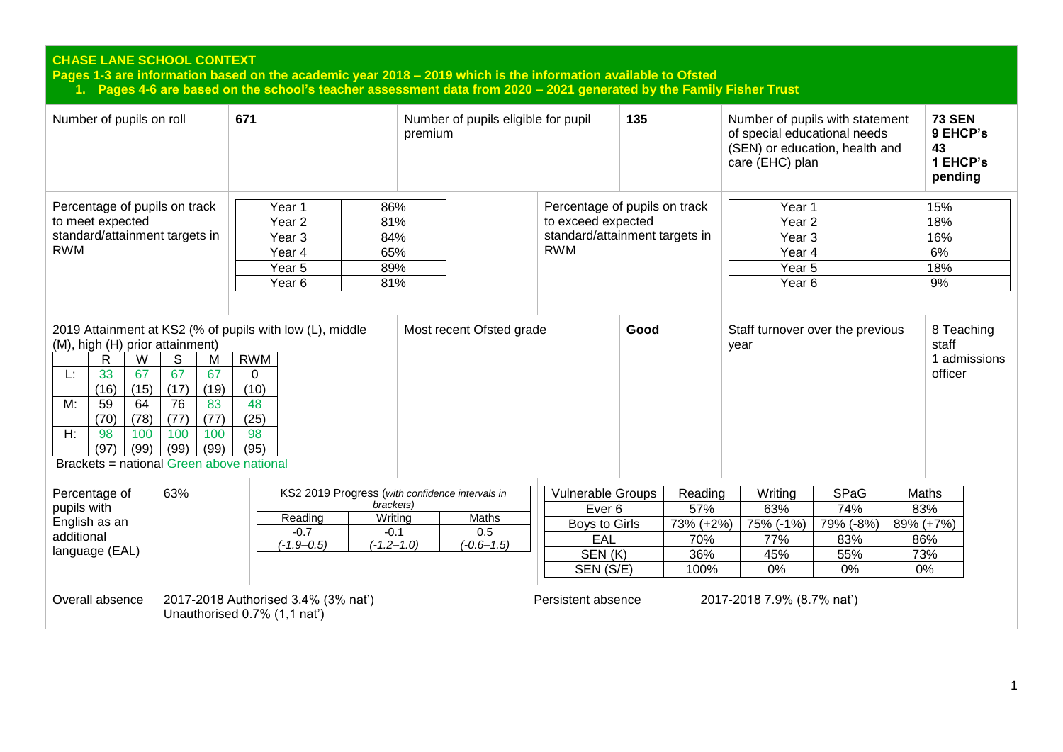## CHASE LANE SCHOOL CONTEXT

**Pages 1-3 are information based on the academic year 2018 – 2019 which is the information available to Ofsted**

1. **Pages 4-6 are based on the school's teacher assessment data from 2020 – 2021 generated by the Family Fisher Trust**

| Number of pupils on roll | 671 | Number of pupils eligible for pupil premium | 135 | Number of pupils with statement of special educational needs (SEN) or education, health and care (EHC) plan | **73 SEN 9 EHCP's 43 1 EHCP's pending** |
|---|---|---|---|---|---|

**Percentage of pupils on track to meet expected standard/attainment targets in RWM**

| Year | % |
|---|---|
| Year 1 | 86% |
| Year 2 | 81% |
| Year 3 | 84% |
| Year 4 | 65% |
| Year 5 | 89% |
| Year 6 | 81% |

**Percentage of pupils on track to exceed expected standard/attainment targets in RWM**

| Year | % |
|---|---|
| Year 1 | 15% |
| Year 2 | 18% |
| Year 3 | 16% |
| Year 4 | 6% |
| Year 5 | 18% |
| Year 6 | 9% |

**2019 Attainment at KS2 (% of pupils with low (L), middle (M), high (H) prior attainment)**

| | R | W | S | M | RWM |
|---|---|---|---|---|---|
| L: | 33 (16) | 67 (15) | 67 (17) | 67 (19) | 0 (10) |
| M: | 59 (70) | 64 (78) | 76 (77) | 83 (77) | 48 (25) |
| H: | 98 (97) | 100 (99) | 100 (99) | 100 (99) | 98 (95) |

Brackets = national Green above national

| Most recent Ofsted grade | Good |
|---|---|
| Staff turnover over the previous year | 8 Teaching staff 1 admissions officer |

| Percentage of pupils with English as an additional language (EAL) | 63% |
|---|---|

**KS2 2019 Progress** *(with confidence intervals in brackets)*

| Reading | Writing | Maths |
|---|---|---|
| -0.7 *(-1.9–0.5)* | -0.1 *(-1.2–1.0)* | 0.5 *(-0.6–1.5)* |

| Vulnerable Groups | Reading | Writing | SPaG | Maths |
|---|---|---|---|---|
| Ever 6 | 57% | 63% | 74% | 83% |
| Boys to Girls | 73% (+2%) | 75% (-1%) | 79% (-8%) | 89% (+7%) |
| EAL | 70% | 77% | 83% | 86% |
| SEN (K) | 36% | 45% | 55% | 73% |
| SEN (S/E) | 100% | 0% | 0% | 0% |

| Overall absence | 2017-2018 Authorised 3.4% (3% nat') Unauthorised 0.7% (1,1 nat') | Persistent absence | 2017-2018 7.9% (8.7% nat') |
|---|---|---|---|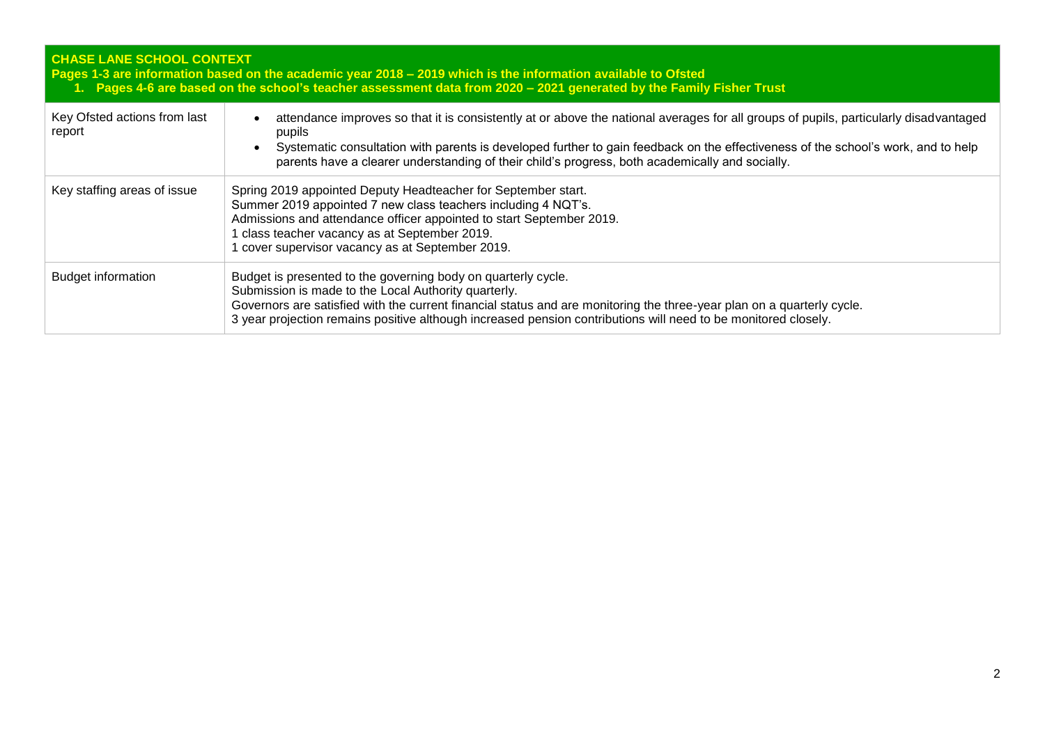| **CHASE LANE SCHOOL CONTEXT**<br>**Pages 1-3 are information based on the academic year 2018 – 2019 which is the information available to Ofsted**<br>**1. Pages 4-6 are based on the school's teacher assessment data from 2020 – 2021 generated by the Family Fisher Trust** | |
|---|---|
| Key Ofsted actions from last report | • attendance improves so that it is consistently at or above the national averages for all groups of pupils, particularly disadvantaged pupils<br>• Systematic consultation with parents is developed further to gain feedback on the effectiveness of the school's work, and to help parents have a clearer understanding of their child's progress, both academically and socially. |
| Key staffing areas of issue | Spring 2019 appointed Deputy Headteacher for September start.<br>Summer 2019 appointed 7 new class teachers including 4 NQT's.<br>Admissions and attendance officer appointed to start September 2019.<br>1 class teacher vacancy as at September 2019.<br>1 cover supervisor vacancy as at September 2019. |
| Budget information | Budget is presented to the governing body on quarterly cycle.<br>Submission is made to the Local Authority quarterly.<br>Governors are satisfied with the current financial status and are monitoring the three-year plan on a quarterly cycle.<br>3 year projection remains positive although increased pension contributions will need to be monitored closely. |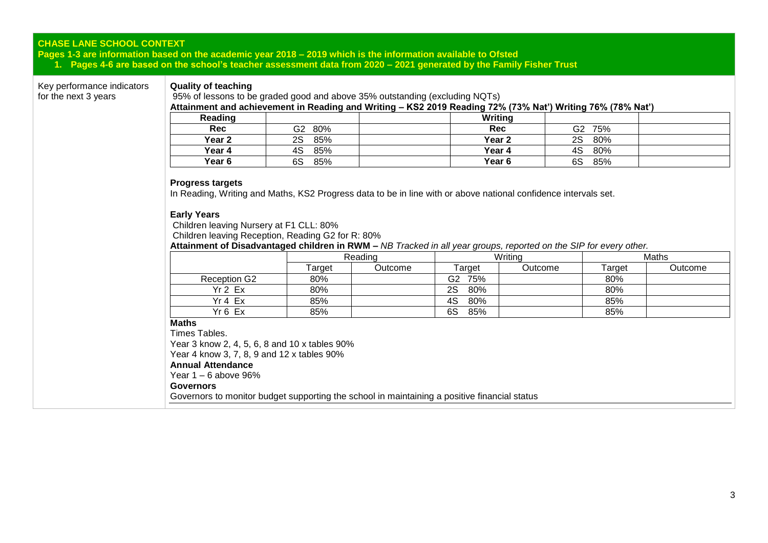## CHASE LANE SCHOOL CONTEXT

**Pages 1-3 are information based on the academic year 2018 – 2019 which is the information available to Ofsted**

1. **Pages 4-6 are based on the school's teacher assessment data from 2020 – 2021 generated by the Family Fisher Trust**

Key performance indicators for the next 3 years

**Quality of teaching**

95% of lessons to be graded good and above 35% outstanding (excluding NQTs)

**Attainment and achievement in Reading and Writing – KS2 2019 Reading 72% (73% Nat') Writing 76% (78% Nat')**

| Reading | | | Writing | | |
|---|---|---|---|---|---|
| **Rec** | G2 80% | | **Rec** | G2 75% | |
| **Year 2** | 2S 85% | | **Year 2** | 2S 80% | |
| **Year 4** | 4S 85% | | **Year 4** | 4S 80% | |
| **Year 6** | 6S 85% | | **Year 6** | 6S 85% | |

**Progress targets**

In Reading, Writing and Maths, KS2 Progress data to be in line with or above national confidence intervals set.

**Early Years**

Children leaving Nursery at F1 CLL: 80%

Children leaving Reception, Reading G2 for R: 80%

**Attainment of Disadvantaged children in RWM –** *NB Tracked in all year groups, reported on the SIP for every other.*

| | Reading | | Writing | | Maths | |
|---|---|---|---|---|---|---|
| | Target | Outcome | Target | Outcome | Target | Outcome |
| Reception G2 | 80% | | G2 75% | | 80% | |
| Yr 2 Ex | 80% | | 2S 80% | | 80% | |
| Yr 4 Ex | 85% | | 4S 80% | | 85% | |
| Yr 6 Ex | 85% | | 6S 85% | | 85% | |

**Maths**

Times Tables.

Year 3 know 2, 4, 5, 6, 8 and 10 x tables 90%

Year 4 know 3, 7, 8, 9 and 12 x tables 90%

**Annual Attendance**

Year 1 – 6 above 96%

**Governors**

Governors to monitor budget supporting the school in maintaining a positive financial status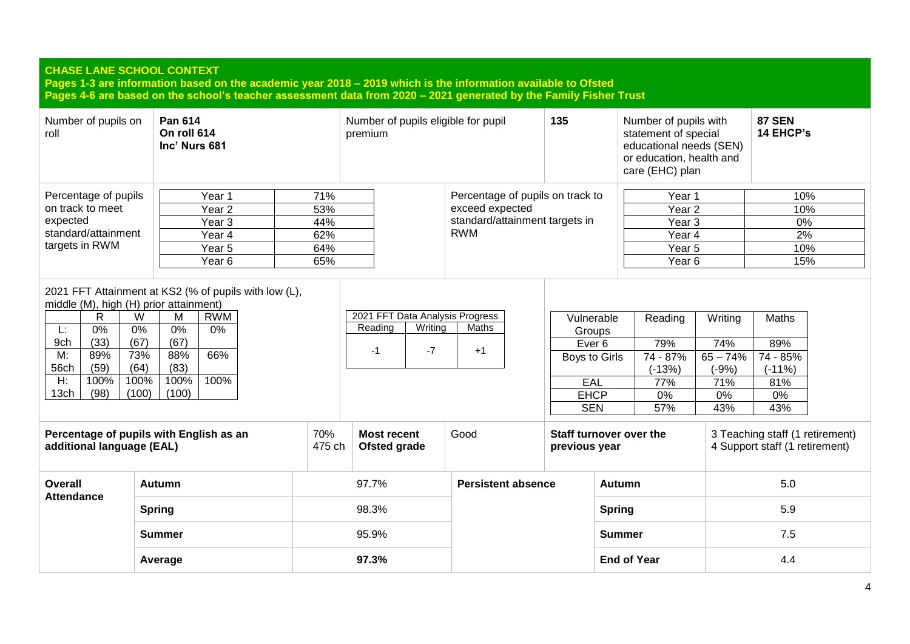## CHASE LANE SCHOOL CONTEXT

**Pages 1-3 are information based on the academic year 2018 – 2019 which is the information available to Ofsted**
**Pages 4-6 are based on the school's teacher assessment data from 2020 – 2021 generated by the Family Fisher Trust**

| Number of pupils on roll | **Pan 614 On roll 614 Inc' Nurs 681** | Number of pupils eligible for pupil premium | **135** | Number of pupils with statement of special educational needs (SEN) or education, health and care (EHC) plan | **87 SEN 14 EHCP's** |
|---|---|---|---|---|---|

**Percentage of pupils on track to meet expected standard/attainment targets in RWM**

| Year | % |
|---|---|
| Year 1 | 71% |
| Year 2 | 53% |
| Year 3 | 44% |
| Year 4 | 62% |
| Year 5 | 64% |
| Year 6 | 65% |

**Percentage of pupils on track to exceed expected standard/attainment targets in RWM**

| Year | % |
|---|---|
| Year 1 | 10% |
| Year 2 | 10% |
| Year 3 | 0% |
| Year 4 | 2% |
| Year 5 | 10% |
| Year 6 | 15% |

**2021 FFT Attainment at KS2 (% of pupils with low (L), middle (M), high (H) prior attainment)**

| | R | W | M | RWM |
|---|---|---|---|---|
| L: 9ch | 0% (33) | 0% (67) | 0% (67) | 0% |
| M: 56ch | 89% (59) | 73% (64) | 88% (83) | 66% |
| H: 13ch | 100% (98) | 100% (100) | 100% (100) | 100% |

**2021 FFT Data Analysis Progress**

| Reading | Writing | Maths |
|---|---|---|
| -1 | -7 | +1 |

| Vulnerable Groups | Reading | Writing | Maths |
|---|---|---|---|
| Ever 6 | 79% | 74% | 89% |
| Boys to Girls | 74 - 87% (-13%) | 65 – 74% (-9%) | 74 - 85% (-11%) |
| EAL | 77% | 71% | 81% |
| EHCP | 0% | 0% | 0% |
| SEN | 57% | 43% | 43% |

| **Percentage of pupils with English as an additional language (EAL)** | 70% 475 ch | **Most recent Ofsted grade** | Good | **Staff turnover over the previous year** | 3 Teaching staff (1 retirement) 4 Support staff (1 retirement) |
|---|---|---|---|---|---|

| **Overall Attendance** | | | **Persistent absence** | |
|---|---|---|---|---|
| **Autumn** | 97.7% | | **Autumn** | 5.0 |
| **Spring** | 98.3% | | **Spring** | 5.9 |
| **Summer** | 95.9% | | **Summer** | 7.5 |
| **Average** | **97.3%** | | **End of Year** | 4.4 |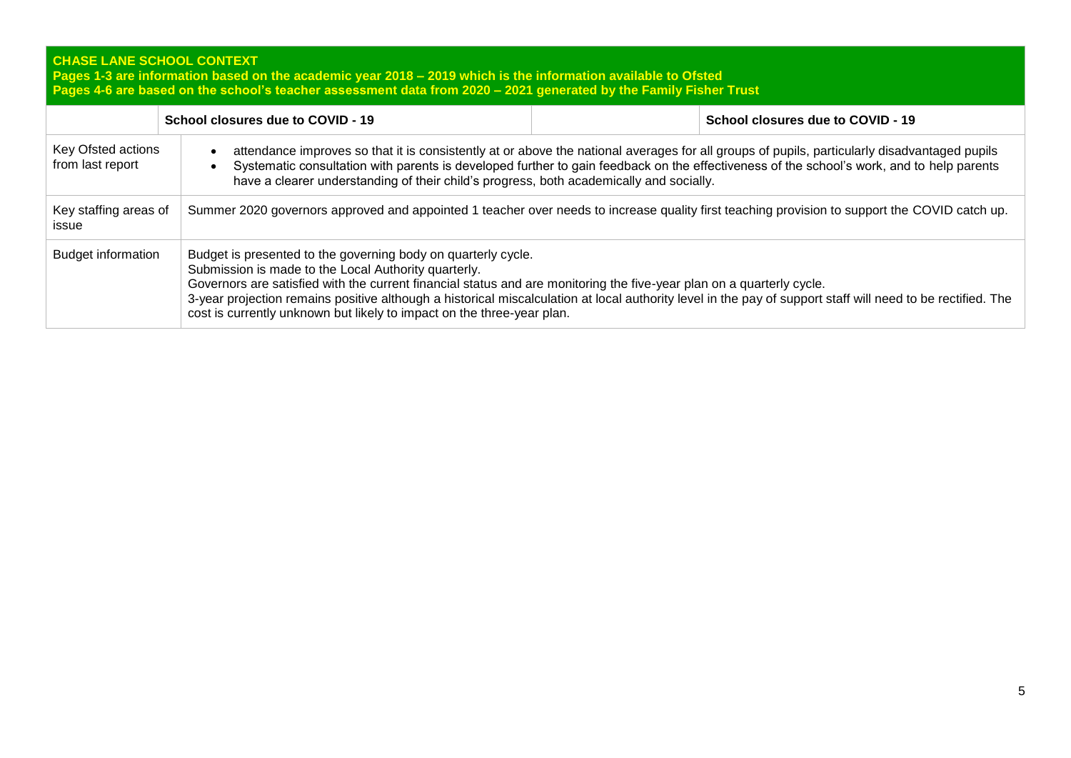**CHASE LANE SCHOOL CONTEXT**
**Pages 1-3 are information based on the academic year 2018 – 2019 which is the information available to Ofsted**
**Pages 4-6 are based on the school's teacher assessment data from 2020 – 2021 generated by the Family Fisher Trust**

| | School closures due to COVID - 19 | | School closures due to COVID - 19 |
|---|---|---|---|
| Key Ofsted actions from last report | • attendance improves so that it is consistently at or above the national averages for all groups of pupils, particularly disadvantaged pupils<br>• Systematic consultation with parents is developed further to gain feedback on the effectiveness of the school's work, and to help parents have a clearer understanding of their child's progress, both academically and socially. | | |
| Key staffing areas of issue | Summer 2020 governors approved and appointed 1 teacher over needs to increase quality first teaching provision to support the COVID catch up. | | |
| Budget information | Budget is presented to the governing body on quarterly cycle.<br>Submission is made to the Local Authority quarterly.<br>Governors are satisfied with the current financial status and are monitoring the five-year plan on a quarterly cycle.<br>3-year projection remains positive although a historical miscalculation at local authority level in the pay of support staff will need to be rectified. The cost is currently unknown but likely to impact on the three-year plan. | | |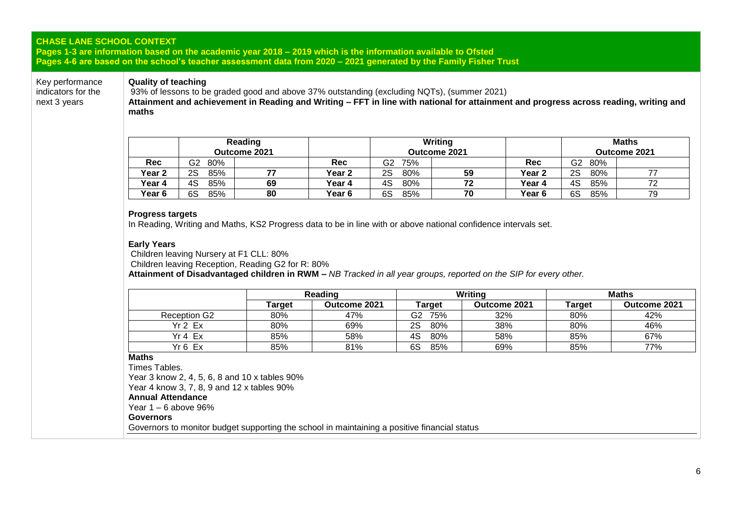**CHASE LANE SCHOOL CONTEXT**
**Pages 1-3 are information based on the academic year 2018 – 2019 which is the information available to Ofsted**
**Pages 4-6 are based on the school's teacher assessment data from 2020 – 2021 generated by the Family Fisher Trust**

Key performance indicators for the next 3 years

**Quality of teaching**

93% of lessons to be graded good and above 37% outstanding (excluding NQTs), (summer 2021)

**Attainment and achievement in Reading and Writing – FFT in line with national for attainment and progress across reading, writing and maths**

| | Reading | | | Writing | | | Maths | |
|---|---|---|---|---|---|---|---|---|
| | Outcome 2021 | | | Outcome 2021 | | | Outcome 2021 | |
| **Rec** | G2 80% | | **Rec** | G2 75% | | **Rec** | G2 80% | |
| **Year 2** | 2S 85% | **77** | **Year 2** | 2S 80% | **59** | **Year 2** | 2S 80% | 77 |
| **Year 4** | 4S 85% | **69** | **Year 4** | 4S 80% | **72** | **Year 4** | 4S 85% | 72 |
| **Year 6** | 6S 85% | **80** | **Year 6** | 6S 85% | **70** | **Year 6** | 6S 85% | 79 |

**Progress targets**

In Reading, Writing and Maths, KS2 Progress data to be in line with or above national confidence intervals set.

**Early Years**

Children leaving Nursery at F1 CLL: 80%

Children leaving Reception, Reading G2 for R: 80%

**Attainment of Disadvantaged children in RWM –** *NB Tracked in all year groups, reported on the SIP for every other.*

| | Reading | | Writing | | Maths | |
|---|---|---|---|---|---|---|
| | **Target** | **Outcome 2021** | **Target** | **Outcome 2021** | **Target** | **Outcome 2021** |
| Reception G2 | 80% | 47% | G2 75% | 32% | 80% | 42% |
| Yr 2 Ex | 80% | 69% | 2S 80% | 38% | 80% | 46% |
| Yr 4 Ex | 85% | 58% | 4S 80% | 58% | 85% | 67% |
| Yr 6 Ex | 85% | 81% | 6S 85% | 69% | 85% | 77% |

**Maths**

Times Tables.

Year 3 know 2, 4, 5, 6, 8 and 10 x tables 90%

Year 4 know 3, 7, 8, 9 and 12 x tables 90%

**Annual Attendance**

Year 1 – 6 above 96%

**Governors**

Governors to monitor budget supporting the school in maintaining a positive financial status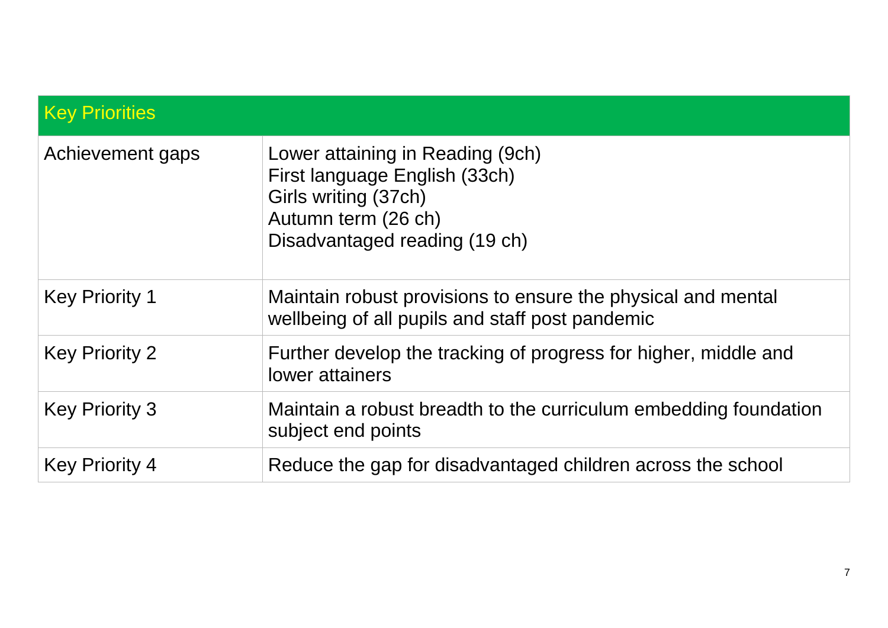| Key Priorities | |
|---|---|
| Achievement gaps | Lower attaining in Reading (9ch)<br>First language English (33ch)<br>Girls writing (37ch)<br>Autumn term (26 ch)<br>Disadvantaged reading (19 ch) |
| Key Priority 1 | Maintain robust provisions to ensure the physical and mental wellbeing of all pupils and staff post pandemic |
| Key Priority 2 | Further develop the tracking of progress for higher, middle and lower attainers |
| Key Priority 3 | Maintain a robust breadth to the curriculum embedding foundation subject end points |
| Key Priority 4 | Reduce the gap for disadvantaged children across the school |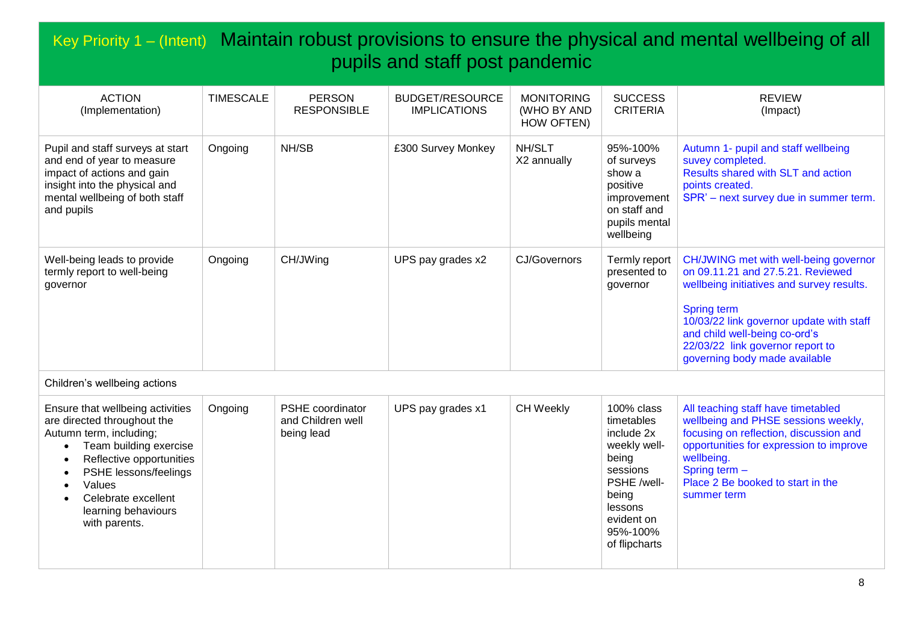## Key Priority 1 – (Intent) Maintain robust provisions to ensure the physical and mental wellbeing of all pupils and staff post pandemic

| ACTION (Implementation) | TIMESCALE | PERSON RESPONSIBLE | BUDGET/RESOURCE IMPLICATIONS | MONITORING (WHO BY AND HOW OFTEN) | SUCCESS CRITERIA | REVIEW (Impact) |
|---|---|---|---|---|---|---|
| Pupil and staff surveys at start and end of year to measure impact of actions and gain insight into the physical and mental wellbeing of both staff and pupils | Ongoing | NH/SB | £300 Survey Monkey | NH/SLT X2 annually | 95%-100% of surveys show a positive improvement on staff and pupils mental wellbeing | Autumn 1- pupil and staff wellbeing suvey completed. Results shared with SLT and action points created. SPR' – next survey due in summer term. |
| Well-being leads to provide termly report to well-being governor | Ongoing | CH/JWing | UPS pay grades x2 | CJ/Governors | Termly report presented to governor | CH/JWING met with well-being governor on 09.11.21 and 27.5.21. Reviewed wellbeing initiatives and survey results.<br><br>Spring term<br>10/03/22 link governor update with staff and child well-being co-ord's<br>22/03/22 link governor report to governing body made available |
| Children's wellbeing actions | | | | | | |
| Ensure that wellbeing activities are directed throughout the Autumn term, including;<br>• Team building exercise<br>• Reflective opportunities<br>• PSHE lessons/feelings<br>• Values<br>• Celebrate excellent learning behaviours with parents. | Ongoing | PSHE coordinator and Children well being lead | UPS pay grades x1 | CH Weekly | 100% class timetables include 2x weekly well-being sessions PSHE /well-being lessons evident on 95%-100% of flipcharts | All teaching staff have timetabled wellbeing and PHSE sessions weekly, focusing on reflection, discussion and opportunities for expression to improve wellbeing.<br>Spring term –<br>Place 2 Be booked to start in the summer term |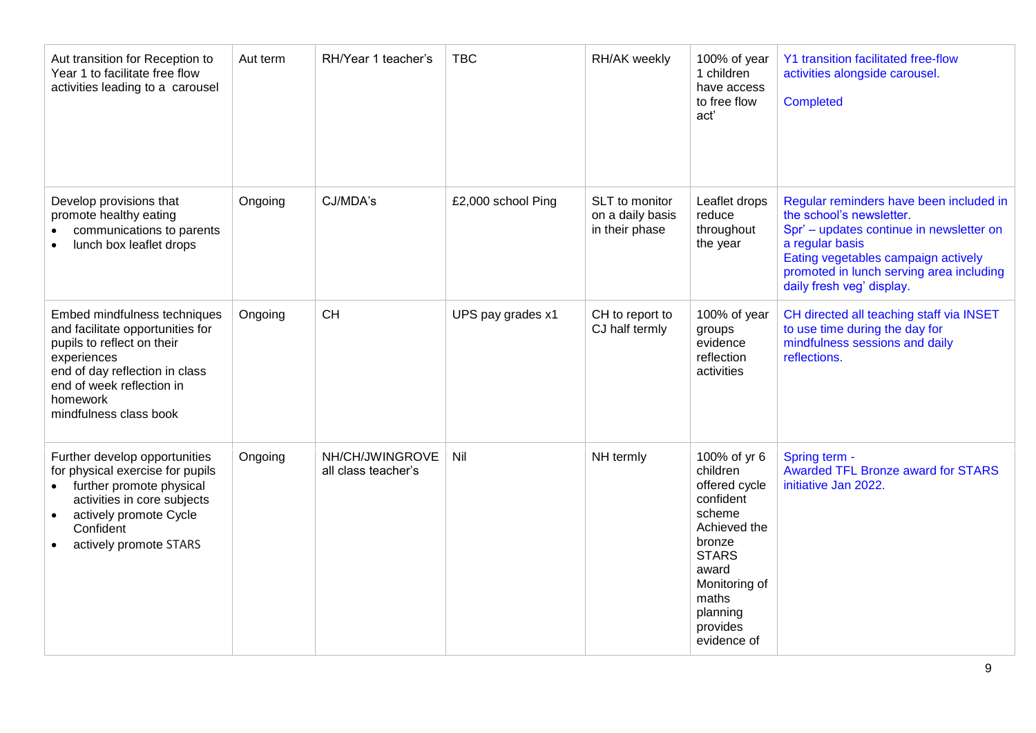| | | | | | | |
|---|---|---|---|---|---|---|
| Aut transition for Reception to Year 1 to facilitate free flow activities leading to a carousel | Aut term | RH/Year 1 teacher's | TBC | RH/AK weekly | 100% of year 1 children have access to free flow act' | Y1 transition facilitated free-flow activities alongside carousel.<br><br>Completed |
| Develop provisions that promote healthy eating<br>• communications to parents<br>• lunch box leaflet drops | Ongoing | CJ/MDA's | £2,000 school Ping | SLT to monitor on a daily basis in their phase | Leaflet drops reduce throughout the year | Regular reminders have been included in the school's newsletter.<br>Spr' – updates continue in newsletter on a regular basis<br>Eating vegetables campaign actively promoted in lunch serving area including daily fresh veg' display. |
| Embed mindfulness techniques and facilitate opportunities for pupils to reflect on their experiences<br>end of day reflection in class<br>end of week reflection in homework<br>mindfulness class book | Ongoing | CH | UPS pay grades x1 | CH to report to CJ half termly | 100% of year groups evidence reflection activities | CH directed all teaching staff via INSET to use time during the day for mindfulness sessions and daily reflections. |
| Further develop opportunities for physical exercise for pupils<br>• further promote physical activities in core subjects<br>• actively promote Cycle Confident<br>• actively promote STARS | Ongoing | NH/CH/JWINGROVE all class teacher's | Nil | NH termly | 100% of yr 6 children offered cycle confident scheme<br>Achieved the bronze STARS award<br>Monitoring of maths planning provides evidence of | Spring term -<br>Awarded TFL Bronze award for STARS initiative Jan 2022. |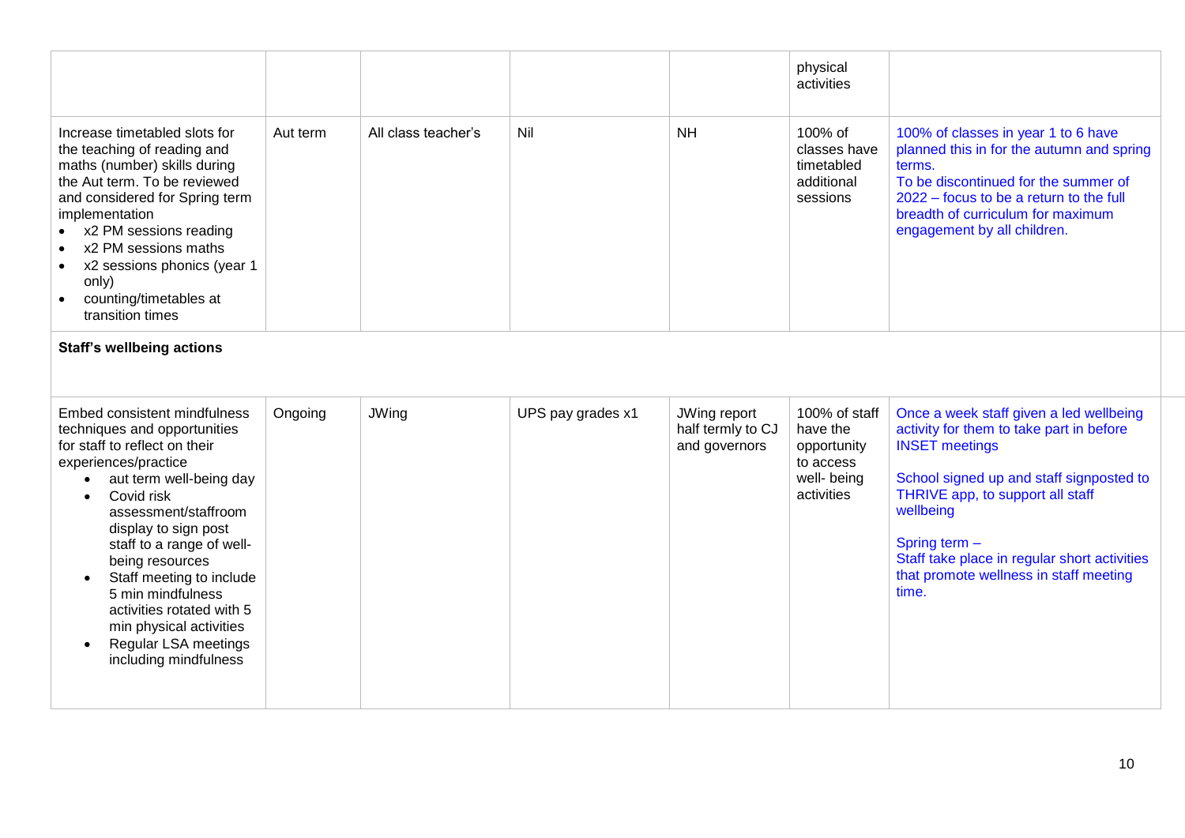| | | | | | | |
|---|---|---|---|---|---|---|
| | | | | | physical activities | |
| Increase timetabled slots for the teaching of reading and maths (number) skills during the Aut term. To be reviewed and considered for Spring term implementation<br>• x2 PM sessions reading<br>• x2 PM sessions maths<br>• x2 sessions phonics (year 1 only)<br>• counting/timetables at transition times | Aut term | All class teacher's | Nil | NH | 100% of classes have timetabled additional sessions | 100% of classes in year 1 to 6 have planned this in for the autumn and spring terms.<br>To be discontinued for the summer of 2022 – focus to be a return to the full breadth of curriculum for maximum engagement by all children. |
| **Staff's wellbeing actions** | | | | | | |
| Embed consistent mindfulness techniques and opportunities for staff to reflect on their experiences/practice<br>• aut term well-being day<br>• Covid risk assessment/staffroom display to sign post staff to a range of well-being resources<br>• Staff meeting to include 5 min mindfulness activities rotated with 5 min physical activities<br>• Regular LSA meetings including mindfulness | Ongoing | JWing | UPS pay grades x1 | JWing report half termly to CJ and governors | 100% of staff have the opportunity to access well- being activities | Once a week staff given a led wellbeing activity for them to take part in before INSET meetings<br><br>School signed up and staff signposted to THRIVE app, to support all staff wellbeing<br><br>Spring term –<br>Staff take place in regular short activities that promote wellness in staff meeting time. |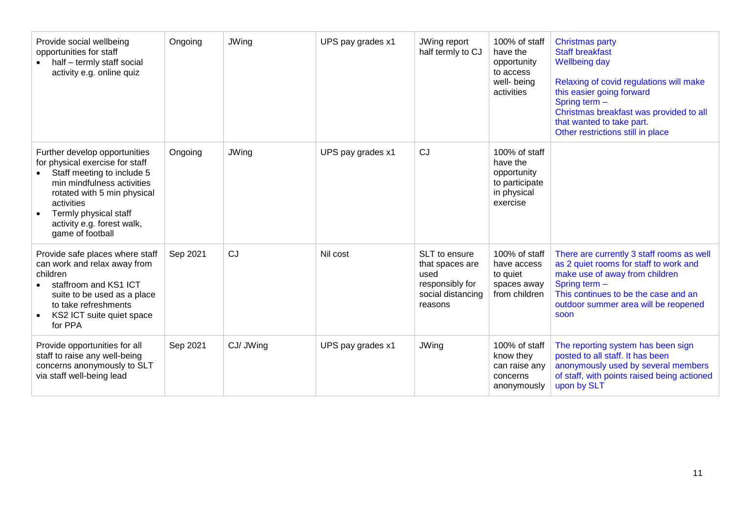| Provide social wellbeing opportunities for staff<br>• half – termly staff social activity e.g. online quiz | Ongoing | JWing | UPS pay grades x1 | JWing report half termly to CJ | 100% of staff have the opportunity to access well- being activities | Christmas party<br>Staff breakfast<br>Wellbeing day<br><br>Relaxing of covid regulations will make this easier going forward<br>Spring term –<br>Christmas breakfast was provided to all that wanted to take part.<br>Other restrictions still in place |
|---|---|---|---|---|---|---|
| Further develop opportunities for physical exercise for staff<br>• Staff meeting to include 5 min mindfulness activities rotated with 5 min physical activities<br>• Termly physical staff activity e.g. forest walk, game of football | Ongoing | JWing | UPS pay grades x1 | CJ | 100% of staff have the opportunity to participate in physical exercise | |
| Provide safe places where staff can work and relax away from children<br>• staffroom and KS1 ICT suite to be used as a place to take refreshments<br>• KS2 ICT suite quiet space for PPA | Sep 2021 | CJ | Nil cost | SLT to ensure that spaces are used responsibly for social distancing reasons | 100% of staff have access to quiet spaces away from children | There are currently 3 staff rooms as well as 2 quiet rooms for staff to work and make use of away from children<br>Spring term –<br>This continues to be the case and an outdoor summer area will be reopened soon |
| Provide opportunities for all staff to raise any well-being concerns anonymously to SLT via staff well-being lead | Sep 2021 | CJ/ JWing | UPS pay grades x1 | JWing | 100% of staff know they can raise any concerns anonymously | The reporting system has been sign posted to all staff. It has been anonymously used by several members of staff, with points raised being actioned upon by SLT |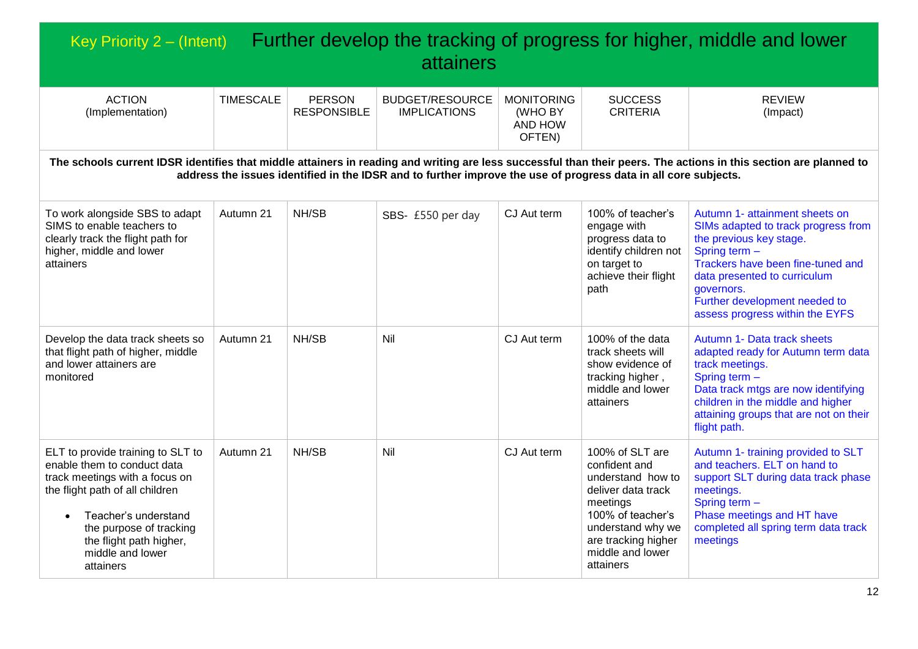## Key Priority 2 – (Intent) Further develop the tracking of progress for higher, middle and lower attainers

| ACTION (Implementation) | TIMESCALE | PERSON RESPONSIBLE | BUDGET/RESOURCE IMPLICATIONS | MONITORING (WHO BY AND HOW OFTEN) | SUCCESS CRITERIA | REVIEW (Impact) |
|---|---|---|---|---|---|---|
| **The schools current IDSR identifies that middle attainers in reading and writing are less successful than their peers. The actions in this section are planned to address the issues identified in the IDSR and to further improve the use of progress data in all core subjects.** | | | | | | |
| To work alongside SBS to adapt SIMS to enable teachers to clearly track the flight path for higher, middle and lower attainers | Autumn 21 | NH/SB | SBS- £550 per day | CJ Aut term | 100% of teacher's engage with progress data to identify children not on target to achieve their flight path | Autumn 1- attainment sheets on SIMs adapted to track progress from the previous key stage.<br>Spring term –<br>Trackers have been fine-tuned and data presented to curriculum governors.<br>Further development needed to assess progress within the EYFS |
| Develop the data track sheets so that flight path of higher, middle and lower attainers are monitored | Autumn 21 | NH/SB | Nil | CJ Aut term | 100% of the data track sheets will show evidence of tracking higher , middle and lower attainers | Autumn 1- Data track sheets adapted ready for Autumn term data track meetings.<br>Spring term –<br>Data track mtgs are now identifying children in the middle and higher attaining groups that are not on their flight path. |
| ELT to provide training to SLT to enable them to conduct data track meetings with a focus on the flight path of all children<br>• Teacher's understand the purpose of tracking the flight path higher, middle and lower attainers | Autumn 21 | NH/SB | Nil | CJ Aut term | 100% of SLT are confident and understand how to deliver data track meetings<br>100% of teacher's understand why we are tracking higher middle and lower attainers | Autumn 1- training provided to SLT and teachers. ELT on hand to support SLT during data track phase meetings.<br>Spring term –<br>Phase meetings and HT have completed all spring term data track meetings |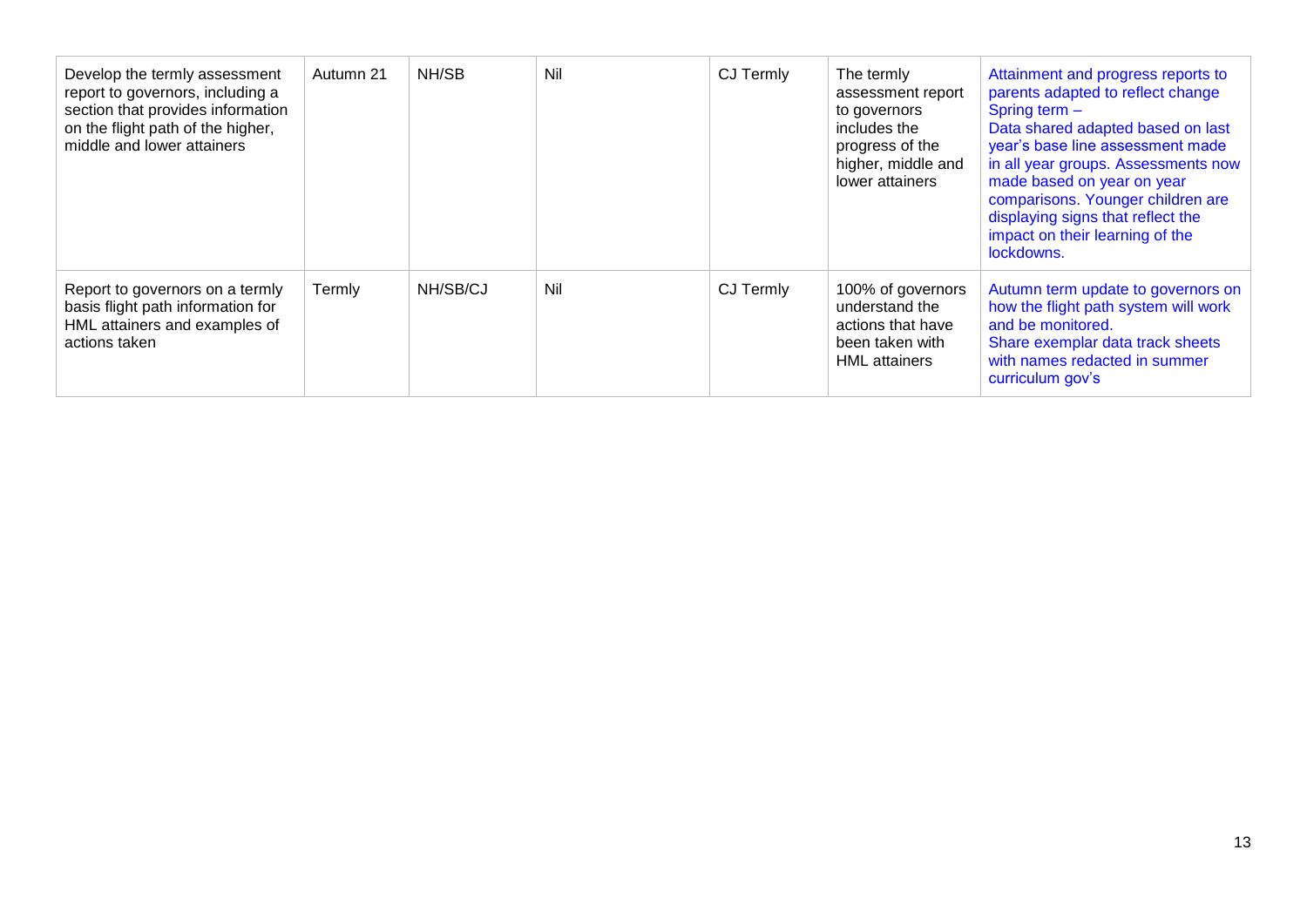| | | | | | | |
|---|---|---|---|---|---|---|
| Develop the termly assessment report to governors, including a section that provides information on the flight path of the higher, middle and lower attainers | Autumn 21 | NH/SB | Nil | CJ Termly | The termly assessment report to governors includes the progress of the higher, middle and lower attainers | Attainment and progress reports to parents adapted to reflect change Spring term – Data shared adapted based on last year's base line assessment made in all year groups. Assessments now made based on year on year comparisons. Younger children are displaying signs that reflect the impact on their learning of the lockdowns. |
| Report to governors on a termly basis flight path information for HML attainers and examples of actions taken | Termly | NH/SB/CJ | Nil | CJ Termly | 100% of governors understand the actions that have been taken with HML attainers | Autumn term update to governors on how the flight path system will work and be monitored. Share exemplar data track sheets with names redacted in summer curriculum gov's |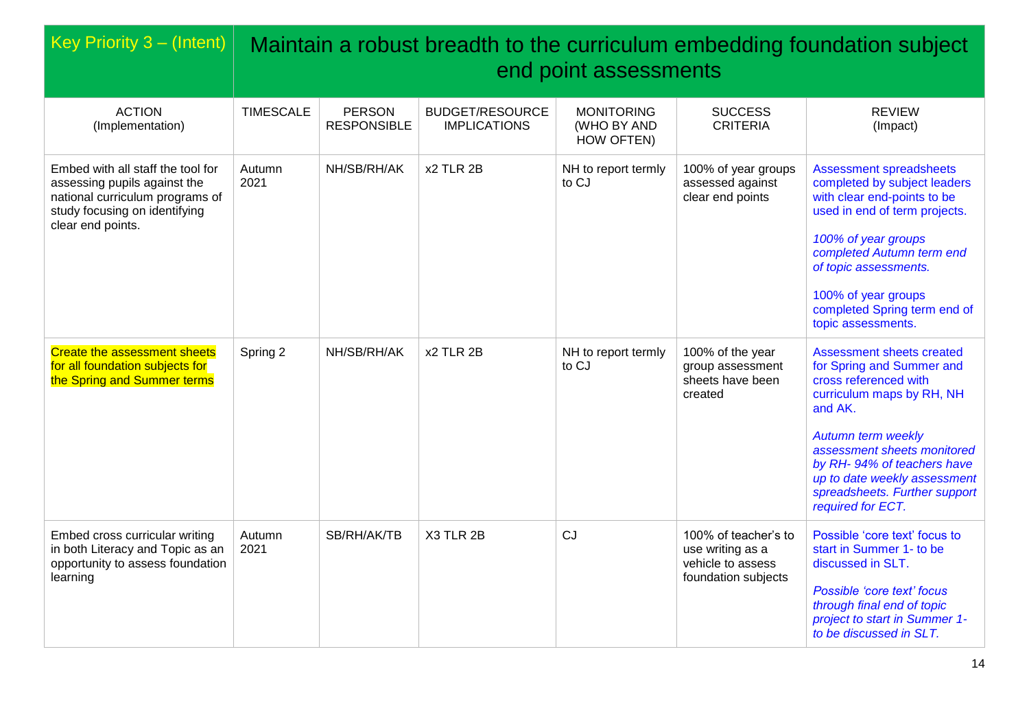| Key Priority 3 – (Intent) | Maintain a robust breadth to the curriculum embedding foundation subject end point assessments | | | | | |
|---|---|---|---|---|---|---|
| ACTION (Implementation) | TIMESCALE | PERSON RESPONSIBLE | BUDGET/RESOURCE IMPLICATIONS | MONITORING (WHO BY AND HOW OFTEN) | SUCCESS CRITERIA | REVIEW (Impact) |
| Embed with all staff the tool for assessing pupils against the national curriculum programs of study focusing on identifying clear end points. | Autumn 2021 | NH/SB/RH/AK | x2 TLR 2B | NH to report termly to CJ | 100% of year groups assessed against clear end points | Assessment spreadsheets completed by subject leaders with clear end-points to be used in end of term projects. *100% of year groups completed Autumn term end of topic assessments.* 100% of year groups completed Spring term end of topic assessments. |
| Create the assessment sheets for all foundation subjects for the Spring and Summer terms | Spring 2 | NH/SB/RH/AK | x2 TLR 2B | NH to report termly to CJ | 100% of the year group assessment sheets have been created | Assessment sheets created for Spring and Summer and cross referenced with curriculum maps by RH, NH and AK. *Autumn term weekly assessment sheets monitored by RH- 94% of teachers have up to date weekly assessment spreadsheets. Further support required for ECT.* |
| Embed cross curricular writing in both Literacy and Topic as an opportunity to assess foundation learning | Autumn 2021 | SB/RH/AK/TB | X3 TLR 2B | CJ | 100% of teacher's to use writing as a vehicle to assess foundation subjects | Possible 'core text' focus to start in Summer 1- to be discussed in SLT. *Possible 'core text' focus through final end of topic project to start in Summer 1- to be discussed in SLT.* |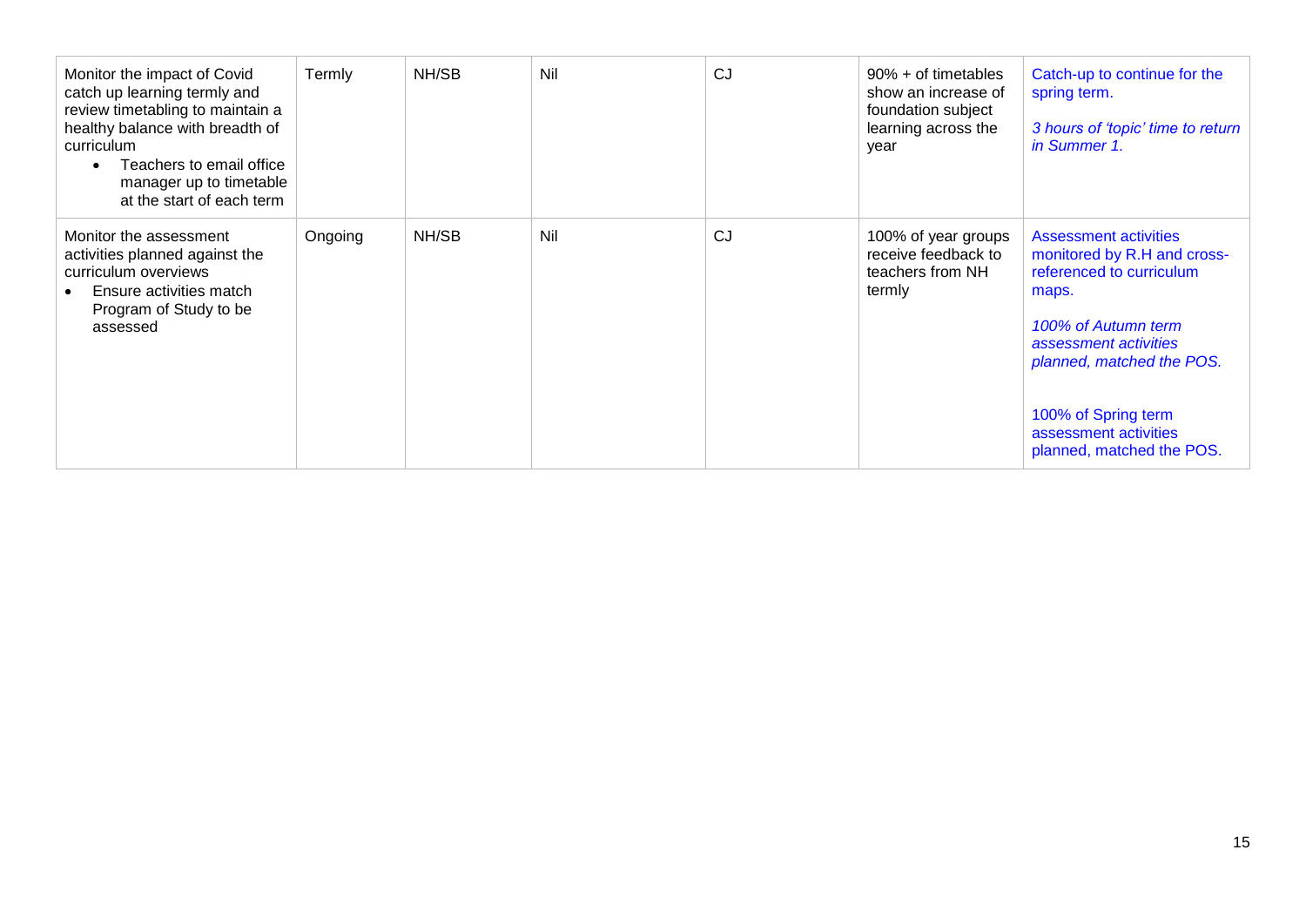| | | | | | | |
|---|---|---|---|---|---|---|
| Monitor the impact of Covid catch up learning termly and review timetabling to maintain a healthy balance with breadth of curriculum<br>• Teachers to email office manager up to timetable at the start of each term | Termly | NH/SB | Nil | CJ | 90% + of timetables show an increase of foundation subject learning across the year | Catch-up to continue for the spring term.<br><br>*3 hours of 'topic' time to return in Summer 1.* |
| Monitor the assessment activities planned against the curriculum overviews<br>• Ensure activities match Program of Study to be assessed | Ongoing | NH/SB | Nil | CJ | 100% of year groups receive feedback to teachers from NH termly | Assessment activities monitored by R.H and cross-referenced to curriculum maps.<br><br>*100% of Autumn term assessment activities planned, matched the POS.*<br><br>100% of Spring term assessment activities planned, matched the POS. |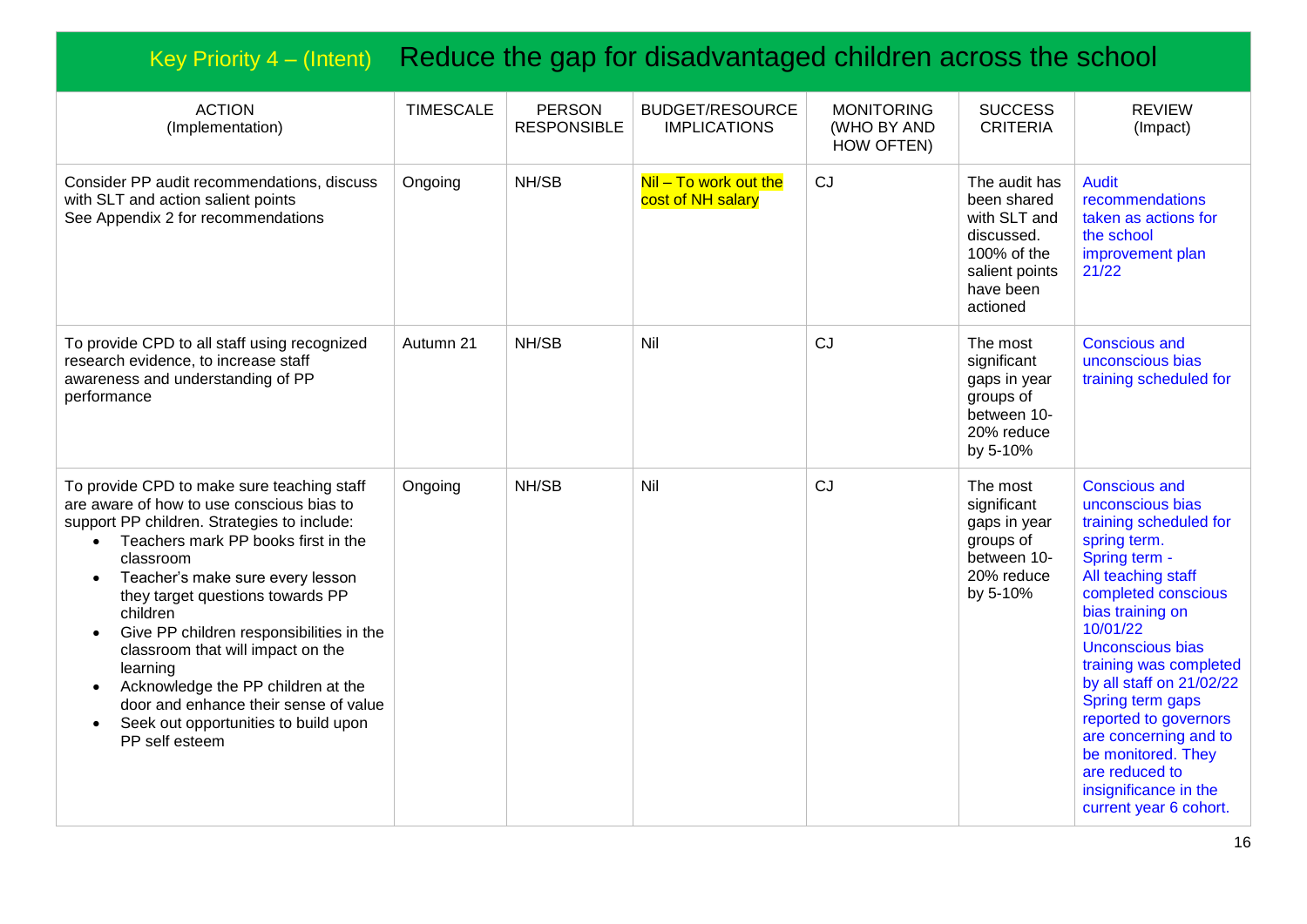## Key Priority 4 – (Intent) Reduce the gap for disadvantaged children across the school

| ACTION (Implementation) | TIMESCALE | PERSON RESPONSIBLE | BUDGET/RESOURCE IMPLICATIONS | MONITORING (WHO BY AND HOW OFTEN) | SUCCESS CRITERIA | REVIEW (Impact) |
|---|---|---|---|---|---|---|
| Consider PP audit recommendations, discuss with SLT and action salient points<br>See Appendix 2 for recommendations | Ongoing | NH/SB | Nil – To work out the cost of NH salary | CJ | The audit has been shared with SLT and discussed. 100% of the salient points have been actioned | Audit recommendations taken as actions for the school improvement plan 21/22 |
| To provide CPD to all staff using recognized research evidence, to increase staff awareness and understanding of PP performance | Autumn 21 | NH/SB | Nil | CJ | The most significant gaps in year groups of between 10-20% reduce by 5-10% | Conscious and unconscious bias training scheduled for |
| To provide CPD to make sure teaching staff are aware of how to use conscious bias to support PP children. Strategies to include:<br>• Teachers mark PP books first in the classroom<br>• Teacher's make sure every lesson they target questions towards PP children<br>• Give PP children responsibilities in the classroom that will impact on the learning<br>• Acknowledge the PP children at the door and enhance their sense of value<br>• Seek out opportunities to build upon PP self esteem | Ongoing | NH/SB | Nil | CJ | The most significant gaps in year groups of between 10-20% reduce by 5-10% | Conscious and unconscious bias training scheduled for spring term.<br>Spring term -<br>All teaching staff completed conscious bias training on 10/01/22<br>Unconscious bias training was completed by all staff on 21/02/22<br>Spring term gaps reported to governors are concerning and to be monitored. They are reduced to insignificance in the current year 6 cohort. |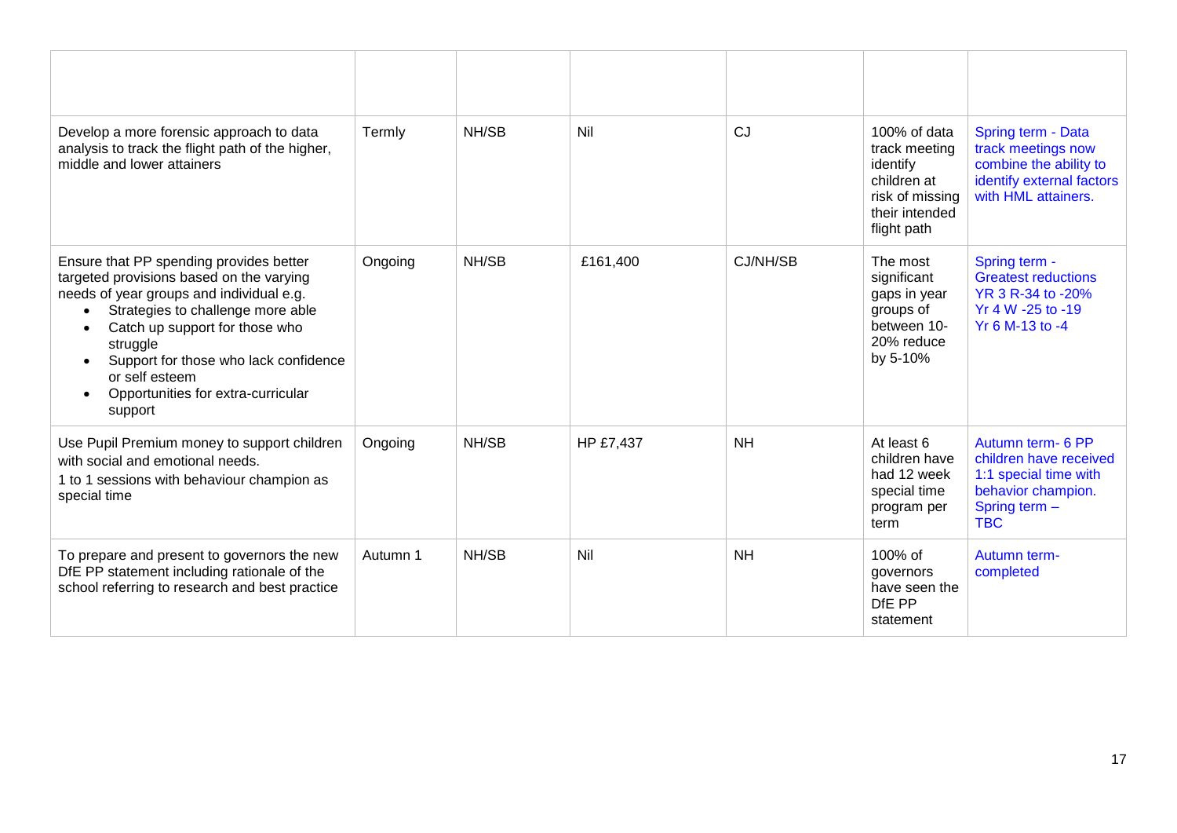| | | | | | | |
|---|---|---|---|---|---|---|
| Develop a more forensic approach to data analysis to track the flight path of the higher, middle and lower attainers | Termly | NH/SB | Nil | CJ | 100% of data track meeting identify children at risk of missing their intended flight path | Spring term - Data track meetings now combine the ability to identify external factors with HML attainers. |
| Ensure that PP spending provides better targeted provisions based on the varying needs of year groups and individual e.g.<br>• Strategies to challenge more able<br>• Catch up support for those who struggle<br>• Support for those who lack confidence or self esteem<br>• Opportunities for extra-curricular support | Ongoing | NH/SB | £161,400 | CJ/NH/SB | The most significant gaps in year groups of between 10-20% reduce by 5-10% | Spring term -<br>Greatest reductions<br>YR 3 R-34 to -20%<br>Yr 4 W -25 to -19<br>Yr 6 M-13 to -4 |
| Use Pupil Premium money to support children with social and emotional needs.<br>1 to 1 sessions with behaviour champion as special time | Ongoing | NH/SB | HP £7,437 | NH | At least 6 children have had 12 week special time program per term | Autumn term- 6 PP children have received 1:1 special time with behavior champion.<br>Spring term –<br>TBC |
| To prepare and present to governors the new DfE PP statement including rationale of the school referring to research and best practice | Autumn 1 | NH/SB | Nil | NH | 100% of governors have seen the DfE PP statement | Autumn term-completed |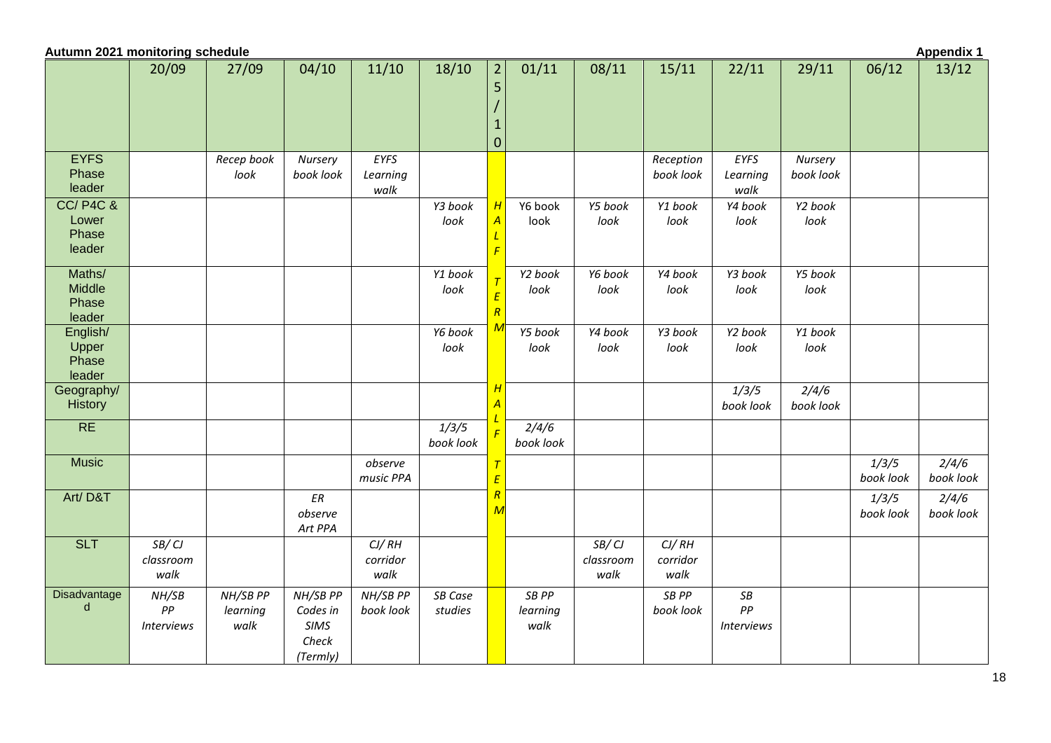**Autumn 2021 monitoring schedule** **Appendix 1**

| | 20/09 | 27/09 | 04/10 | 11/10 | 18/10 | 25/10 | 01/11 | 08/11 | 15/11 | 22/11 | 29/11 | 06/12 | 13/12 |
|---|---|---|---|---|---|---|---|---|---|---|---|---|---|
| EYFS Phase leader | | *Recep book look* | *Nursery book look* | *EYFS Learning walk* | | *HALF TERM* | | | *Reception book look* | *EYFS Learning walk* | *Nursery book look* | | |
| CC/ P4C & Lower Phase leader | | | | | *Y3 book look* | | Y6 book look | *Y5 book look* | *Y1 book look* | *Y4 book look* | *Y2 book look* | | |
| Maths/ Middle Phase leader | | | | | *Y1 book look* | | *Y2 book look* | *Y6 book look* | *Y4 book look* | *Y3 book look* | *Y5 book look* | | |
| English/ Upper Phase leader | | | | | *Y6 book look* | | *Y5 book look* | *Y4 book look* | *Y3 book look* | *Y2 book look* | *Y1 book look* | | |
| Geography/ History | | | | | | *HALF TERM* | | | | *1/3/5 book look* | *2/4/6 book look* | | |
| RE | | | | | *1/3/5 book look* | | *2/4/6 book look* | | | | | | |
| Music | | | | *observe music PPA* | | | | | | | | *1/3/5 book look* | *2/4/6 book look* |
| Art/ D&T | | | *ER observe Art PPA* | | | | | | | | | *1/3/5 book look* | *2/4/6 book look* |
| SLT | *SB/ CJ classroom walk* | | | *CJ/ RH corridor walk* | | | | *SB/ CJ classroom walk* | *CJ/ RH corridor walk* | | | | |
| Disadvantaged | *NH/SB PP Interviews* | *NH/SB PP learning walk* | *NH/SB PP Codes in SIMS Check (Termly)* | *NH/SB PP book look* | *SB Case studies* | | *SB PP learning walk* | | *SB PP book look* | *SB PP Interviews* | | | |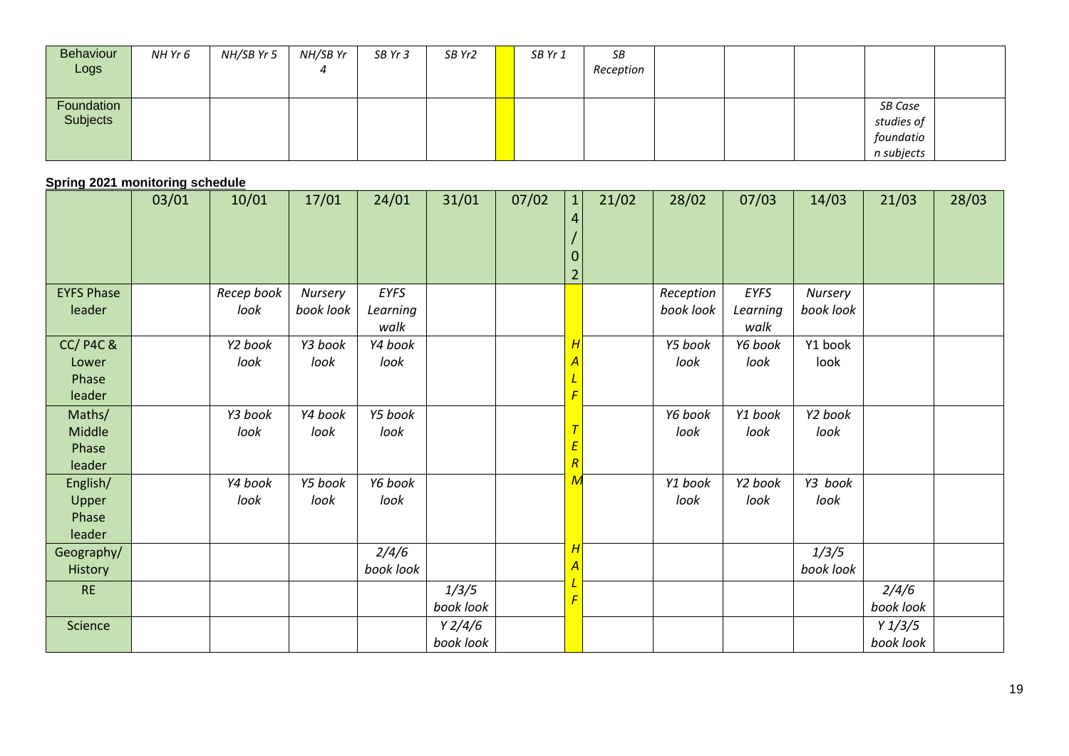| | | | | | | | | | | | | | |
|---|---|---|---|---|---|---|---|---|---|---|---|---|---|
| Behaviour Logs | *NH Yr 6* | *NH/SB Yr 5* | *NH/SB Yr 4* | *SB Yr 3* | *SB Yr2* | | *SB Yr 1* | *SB Reception* | | | | | |
| Foundation Subjects | | | | | | | | | | | | *SB Case studies of foundation subjects* | |

**Spring 2021 monitoring schedule**

| | 03/01 | 10/01 | 17/01 | 24/01 | 31/01 | 07/02 | 14/02 | 21/02 | 28/02 | 07/03 | 14/03 | 21/03 | 28/03 |
|---|---|---|---|---|---|---|---|---|---|---|---|---|---|
| EYFS Phase leader | | *Recep book look* | *Nursery book look* | *EYFS Learning walk* | | | | | *Reception book look* | *EYFS Learning walk* | *Nursery book look* | | |
| CC/ P4C & Lower Phase leader | | *Y2 book look* | *Y3 book look* | *Y4 book look* | | | *HALF* | | *Y5 book look* | *Y6 book look* | Y1 book look | | |
| Maths/ Middle Phase leader | | *Y3 book look* | *Y4 book look* | *Y5 book look* | | | *TERM* | | *Y6 book look* | *Y1 book look* | *Y2 book look* | | |
| English/ Upper Phase leader | | *Y4 book look* | *Y5 book look* | *Y6 book look* | | | | | *Y1 book look* | *Y2 book look* | *Y3 book look* | | |
| Geography/ History | | | | *2/4/6 book look* | | | *HALF* | | | | *1/3/5 book look* | | |
| RE | | | | | *1/3/5 book look* | | | | | | | *2/4/6 book look* | |
| Science | | | | | *Y 2/4/6 book look* | | | | | | | *Y 1/3/5 book look* | |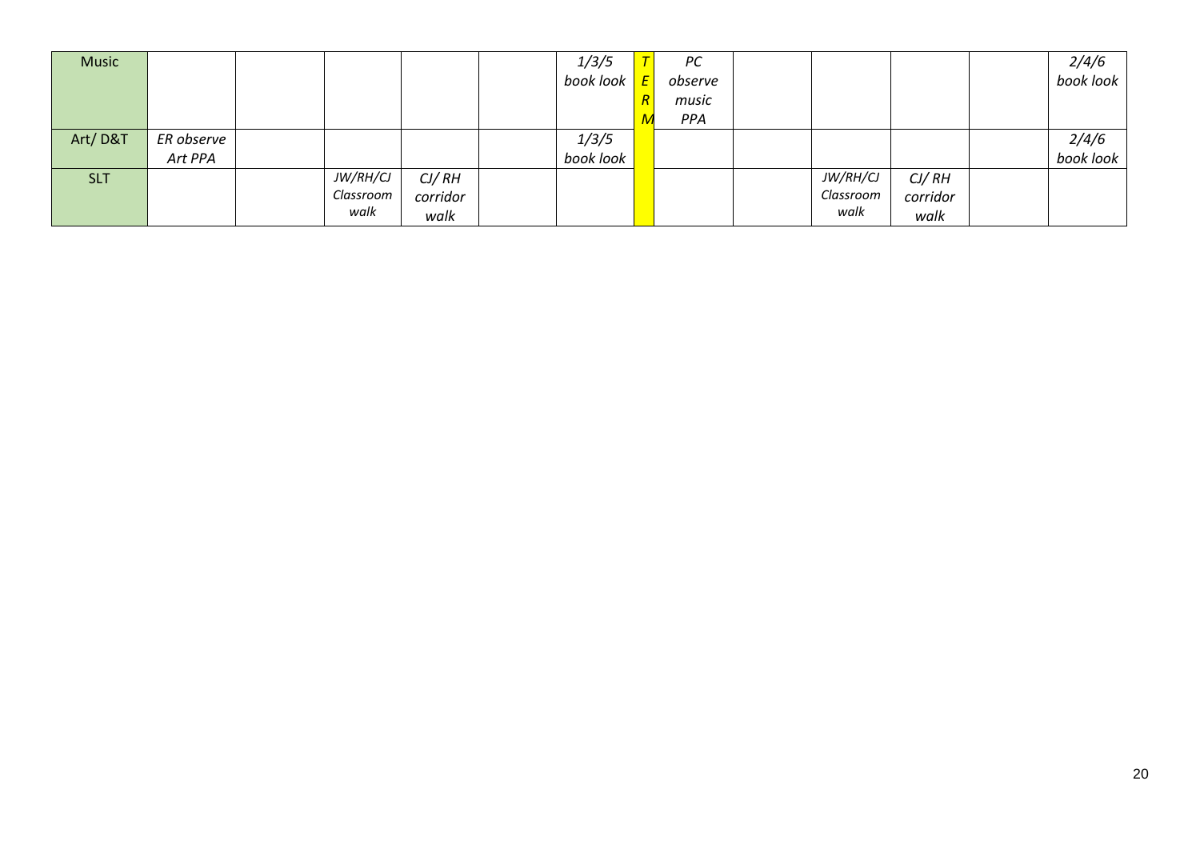| | | | | | | | | | | | | | |
|---|---|---|---|---|---|---|---|---|---|---|---|---|---|
| Music | | | | | | *1/3/5 book look* | *TERM* | *PC observe music PPA* | | | | | *2/4/6 book look* |
| Art/ D&T | *ER observe Art PPA* | | | | | *1/3/5 book look* | | | | | | | *2/4/6 book look* |
| SLT | | | *JW/RH/CJ Classroom walk* | *CJ/ RH corridor walk* | | | | | | *JW/RH/CJ Classroom walk* | *CJ/ RH corridor walk* | | |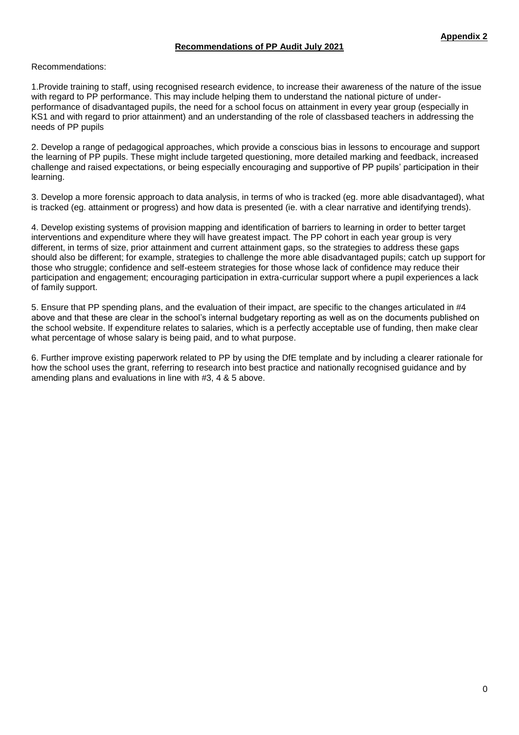**Appendix 2**

**Recommendations of PP Audit July 2021**

Recommendations:

1.Provide training to staff, using recognised research evidence, to increase their awareness of the nature of the issue with regard to PP performance. This may include helping them to understand the national picture of under-performance of disadvantaged pupils, the need for a school focus on attainment in every year group (especially in KS1 and with regard to prior attainment) and an understanding of the role of classbased teachers in addressing the needs of PP pupils

2. Develop a range of pedagogical approaches, which provide a conscious bias in lessons to encourage and support the learning of PP pupils. These might include targeted questioning, more detailed marking and feedback, increased challenge and raised expectations, or being especially encouraging and supportive of PP pupils' participation in their learning.

3. Develop a more forensic approach to data analysis, in terms of who is tracked (eg. more able disadvantaged), what is tracked (eg. attainment or progress) and how data is presented (ie. with a clear narrative and identifying trends).

4. Develop existing systems of provision mapping and identification of barriers to learning in order to better target interventions and expenditure where they will have greatest impact. The PP cohort in each year group is very different, in terms of size, prior attainment and current attainment gaps, so the strategies to address these gaps should also be different; for example, strategies to challenge the more able disadvantaged pupils; catch up support for those who struggle; confidence and self-esteem strategies for those whose lack of confidence may reduce their participation and engagement; encouraging participation in extra-curricular support where a pupil experiences a lack of family support.

5. Ensure that PP spending plans, and the evaluation of their impact, are specific to the changes articulated in #4 above and that these are clear in the school's internal budgetary reporting as well as on the documents published on the school website. If expenditure relates to salaries, which is a perfectly acceptable use of funding, then make clear what percentage of whose salary is being paid, and to what purpose.

6. Further improve existing paperwork related to PP by using the DfE template and by including a clearer rationale for how the school uses the grant, referring to research into best practice and nationally recognised guidance and by amending plans and evaluations in line with #3, 4 & 5 above.